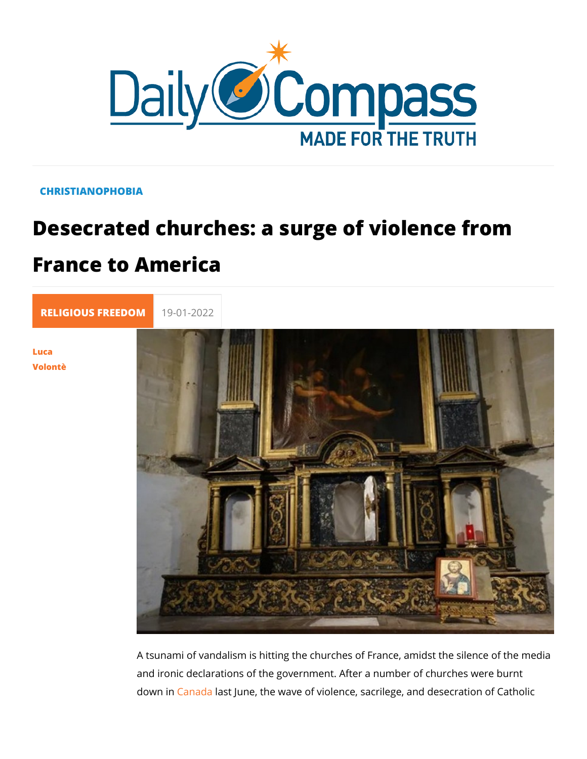CHRISTIANOPHOBIA

# Desecrated churches: a surge of violence from France to America

RELIGIOUS FREEDOM 19-01-2022

Luca Volontè

A tsunami of vandalism is hitting the churches of France, amidst the silence of the media and ironic declarations of the government. After a number of churches were burnt down in Canada last June, the wave of violence, sacrilege, and desecration of Catholic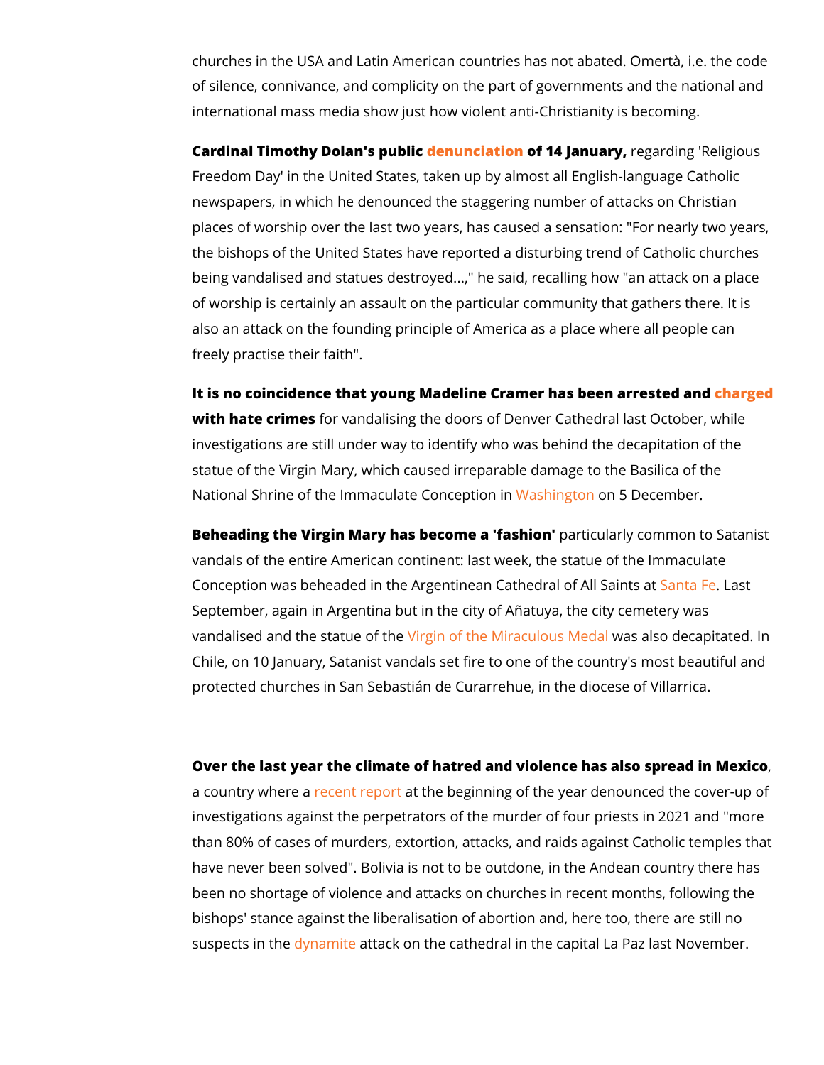churches in the USA and Latin American countries has not abated. Omertà, i.e. the code of silence, connivance, and complicity on the part of governments and the national and international mass media show just how violent anti-Christianity is becoming.

**Cardinal Timothy Dolan's public denunciation of 14 January,** regarding 'Religious Freedom Day' in the United States, taken up by almost all English-language Catholic newspapers, in which he denounced the staggering number of attacks on Christian places of worship over the last two years, has caused a sensation: "For nearly two years, the bishops of the United States have reported a disturbing trend of Catholic churches being vandalised and statues destroyed...," he said, recalling how "an attack on a place of worship is certainly an assault on the particular community that gathers there. It is also an attack on the founding principle of America as a place where all people can freely practise their faith".

**It is no coincidence that young Madeline Cramer has been arrested and charged with hate crimes** for vandalising the doors of Denver Cathedral last October, while investigations are still under way to identify who was behind the decapitation of the statue of the Virgin Mary, which caused irreparable damage to the Basilica of the National Shrine of the Immaculate Conception in Washington on 5 December.

**Beheading the Virgin Mary has become a 'fashion'** particularly common to Satanist vandals of the entire American continent: last week, the statue of the Immaculate Conception was beheaded in the Argentinean Cathedral of All Saints at Santa Fe. Last September, again in Argentina but in the city of Añatuya, the city cemetery was vandalised and the statue of the Virgin of the Miraculous Medal was also decapitated. In Chile, on 10 January, Satanist vandals set fire to one of the country's most beautiful and protected churches in San Sebastián de Curarrehue, in the diocese of Villarrica.

**Over the last year the climate of hatred and violence has also spread in Mexico**, a country where a recent report at the beginning of the year denounced the cover-up of investigations against the perpetrators of the murder of four priests in 2021 and "more than 80% of cases of murders, extortion, attacks, and raids against Catholic temples that have never been solved". Bolivia is not to be outdone, in the Andean country there has been no shortage of violence and attacks on churches in recent months, following the bishops' stance against the liberalisation of abortion and, here too, there are still no suspects in the dynamite attack on the cathedral in the capital La Paz last November.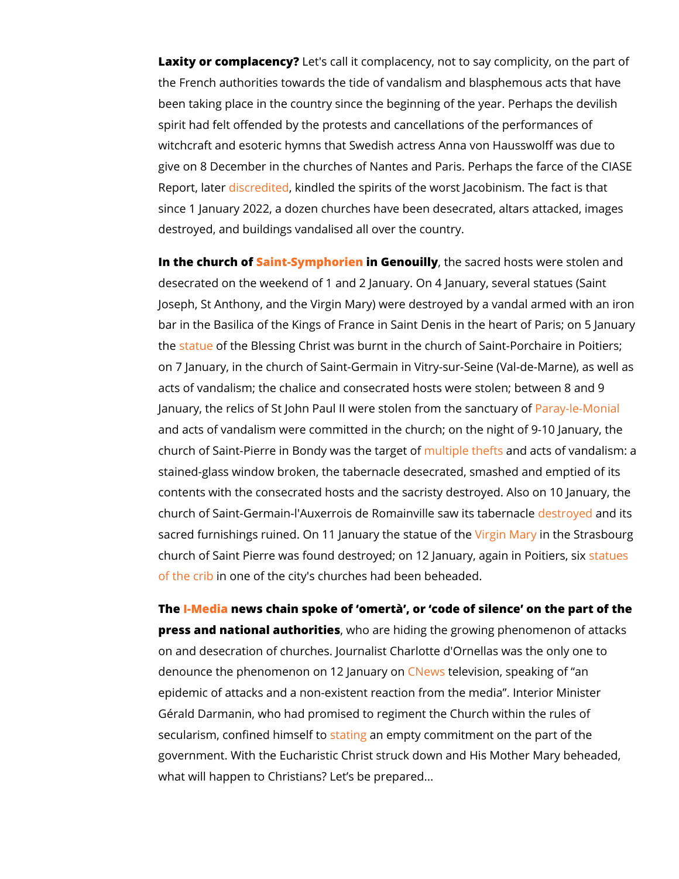**Laxity or complacency?** Let's call it complacency, not to say complicity, on the part of the French authorities towards the tide of vandalism and blasphemous acts that have been taking place in the country since the beginning of the year. Perhaps the devilish spirit had felt offended by the protests and cancellations of the performances of witchcraft and esoteric hymns that Swedish actress Anna von Hausswolff was due to give on 8 December in the churches of Nantes and Paris. Perhaps the farce of the CIASE Report, later discredited, kindled the spirits of the worst Jacobinism. The fact is that since 1 January 2022, a dozen churches have been desecrated, altars attacked, images destroyed, and buildings vandalised all over the country.

**In the church of Saint-Symphorien in Genouilly**, the sacred hosts were stolen and desecrated on the weekend of 1 and 2 January. On 4 January, several statues (Saint Joseph, St Anthony, and the Virgin Mary) were destroyed by a vandal armed with an iron bar in the Basilica of the Kings of France in Saint Denis in the heart of Paris; on 5 January the statue of the Blessing Christ was burnt in the church of Saint-Porchaire in Poitiers; on 7 January, in the church of Saint-Germain in Vitry-sur-Seine (Val-de-Marne), as well as acts of vandalism; the chalice and consecrated hosts were stolen; between 8 and 9 January, the relics of St John Paul II were stolen from the sanctuary of Paray-le-Monial and acts of vandalism were committed in the church; on the night of 9-10 January, the church of Saint-Pierre in Bondy was the target of multiple thefts and acts of vandalism: a stained-glass window broken, the tabernacle desecrated, smashed and emptied of its contents with the consecrated hosts and the sacristy destroyed. Also on 10 January, the church of Saint-Germain-l'Auxerrois de Romainville saw its tabernacle destroyed and its sacred furnishings ruined. On 11 January the statue of the Virgin Mary in the Strasbourg church of Saint Pierre was found destroyed; on 12 January, again in Poitiers, six statues of the crib in one of the city's churches had been beheaded.

**The I-Media news chain spoke of 'omertà', or 'code of silence' on the part of the press and national authorities**, who are hiding the growing phenomenon of attacks on and desecration of churches. Journalist Charlotte d'Ornellas was the only one to denounce the phenomenon on 12 January on CNews television, speaking of "an epidemic of attacks and a non-existent reaction from the media". Interior Minister Gérald Darmanin, who had promised to regiment the Church within the rules of secularism, confined himself to stating an empty commitment on the part of the government. With the Eucharistic Christ struck down and His Mother Mary beheaded, what will happen to Christians? Let's be prepared...